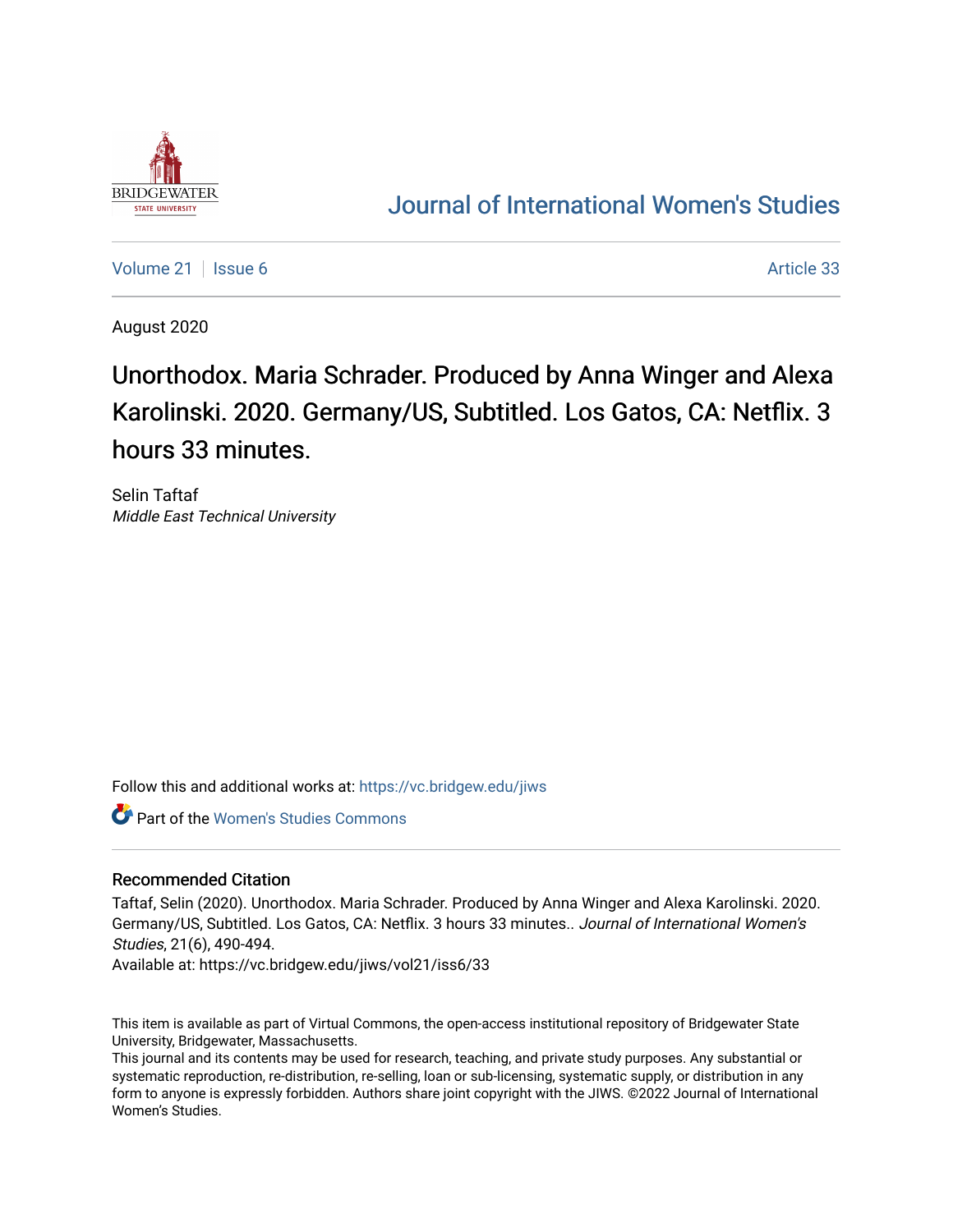Journal of International Women's Studies

Volume 21 | Issue 6 | Article 33

August 2020

# Unorthodox. Maria Schrader. Produced by Anna Winger and Alexa Karolinski. 2020. Germany/US, Subtitled. Los Gatos, CA: Netflix. 3 hours 33 minutes.

Selin Taftaf
*Middle East Technical University*

Follow this and additional works at: https://vc.bridgew.edu/jiws

Part of the Women's Studies Commons

## Recommended Citation

Taftaf, Selin (2020). Unorthodox. Maria Schrader. Produced by Anna Winger and Alexa Karolinski. 2020. Germany/US, Subtitled. Los Gatos, CA: Netflix. 3 hours 33 minutes.. *Journal of International Women's Studies*, 21(6), 490-494.
Available at: https://vc.bridgew.edu/jiws/vol21/iss6/33

This item is available as part of Virtual Commons, the open-access institutional repository of Bridgewater State University, Bridgewater, Massachusetts.
This journal and its contents may be used for research, teaching, and private study purposes. Any substantial or systematic reproduction, re-distribution, re-selling, loan or sub-licensing, systematic supply, or distribution in any form to anyone is expressly forbidden. Authors share joint copyright with the JIWS. ©2022 Journal of International Women's Studies.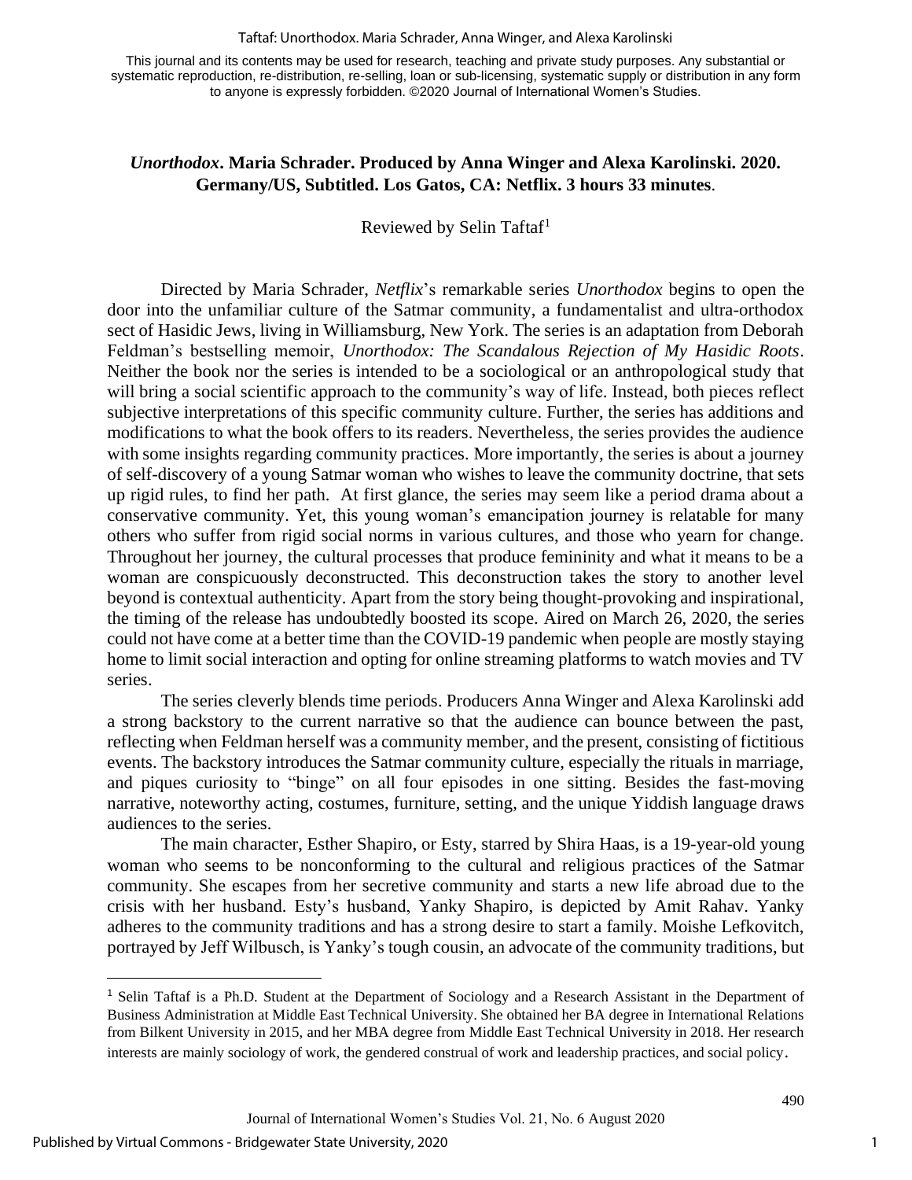## *Unorthodox*. Maria Schrader. Produced by Anna Winger and Alexa Karolinski. 2020. Germany/US, Subtitled. Los Gatos, CA: Netflix. 3 hours 33 minutes.

Reviewed by Selin Taftaf[1]

Directed by Maria Schrader, *Netflix*'s remarkable series *Unorthodox* begins to open the door into the unfamiliar culture of the Satmar community, a fundamentalist and ultra-orthodox sect of Hasidic Jews, living in Williamsburg, New York. The series is an adaptation from Deborah Feldman's bestselling memoir, *Unorthodox: The Scandalous Rejection of My Hasidic Roots*. Neither the book nor the series is intended to be a sociological or an anthropological study that will bring a social scientific approach to the community's way of life. Instead, both pieces reflect subjective interpretations of this specific community culture. Further, the series has additions and modifications to what the book offers to its readers. Nevertheless, the series provides the audience with some insights regarding community practices. More importantly, the series is about a journey of self-discovery of a young Satmar woman who wishes to leave the community doctrine, that sets up rigid rules, to find her path. At first glance, the series may seem like a period drama about a conservative community. Yet, this young woman's emancipation journey is relatable for many others who suffer from rigid social norms in various cultures, and those who yearn for change. Throughout her journey, the cultural processes that produce femininity and what it means to be a woman are conspicuously deconstructed. This deconstruction takes the story to another level beyond is contextual authenticity. Apart from the story being thought-provoking and inspirational, the timing of the release has undoubtedly boosted its scope. Aired on March 26, 2020, the series could not have come at a better time than the COVID-19 pandemic when people are mostly staying home to limit social interaction and opting for online streaming platforms to watch movies and TV series.

The series cleverly blends time periods. Producers Anna Winger and Alexa Karolinski add a strong backstory to the current narrative so that the audience can bounce between the past, reflecting when Feldman herself was a community member, and the present, consisting of fictitious events. The backstory introduces the Satmar community culture, especially the rituals in marriage, and piques curiosity to "binge" on all four episodes in one sitting. Besides the fast-moving narrative, noteworthy acting, costumes, furniture, setting, and the unique Yiddish language draws audiences to the series.

The main character, Esther Shapiro, or Esty, starred by Shira Haas, is a 19-year-old young woman who seems to be nonconforming to the cultural and religious practices of the Satmar community. She escapes from her secretive community and starts a new life abroad due to the crisis with her husband. Esty's husband, Yanky Shapiro, is depicted by Amit Rahav. Yanky adheres to the community traditions and has a strong desire to start a family. Moishe Lefkovitch, portrayed by Jeff Wilbusch, is Yanky's tough cousin, an advocate of the community traditions, but

[1] Selin Taftaf is a Ph.D. Student at the Department of Sociology and a Research Assistant in the Department of Business Administration at Middle East Technical University. She obtained her BA degree in International Relations from Bilkent University in 2015, and her MBA degree from Middle East Technical University in 2018. Her research interests are mainly sociology of work, the gendered construal of work and leadership practices, and social policy.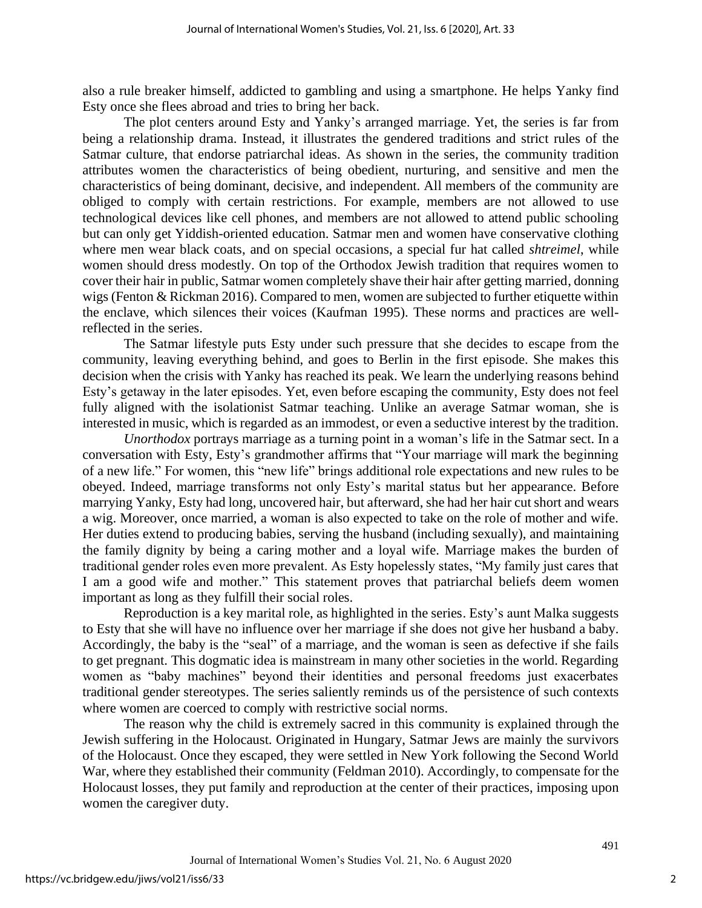also a rule breaker himself, addicted to gambling and using a smartphone. He helps Yanky find Esty once she flees abroad and tries to bring her back.

The plot centers around Esty and Yanky's arranged marriage. Yet, the series is far from being a relationship drama. Instead, it illustrates the gendered traditions and strict rules of the Satmar culture, that endorse patriarchal ideas. As shown in the series, the community tradition attributes women the characteristics of being obedient, nurturing, and sensitive and men the characteristics of being dominant, decisive, and independent. All members of the community are obliged to comply with certain restrictions. For example, members are not allowed to use technological devices like cell phones, and members are not allowed to attend public schooling but can only get Yiddish-oriented education. Satmar men and women have conservative clothing where men wear black coats, and on special occasions, a special fur hat called *shtreimel*, while women should dress modestly. On top of the Orthodox Jewish tradition that requires women to cover their hair in public, Satmar women completely shave their hair after getting married, donning wigs (Fenton & Rickman 2016). Compared to men, women are subjected to further etiquette within the enclave, which silences their voices (Kaufman 1995). These norms and practices are well-reflected in the series.

The Satmar lifestyle puts Esty under such pressure that she decides to escape from the community, leaving everything behind, and goes to Berlin in the first episode. She makes this decision when the crisis with Yanky has reached its peak. We learn the underlying reasons behind Esty's getaway in the later episodes. Yet, even before escaping the community, Esty does not feel fully aligned with the isolationist Satmar teaching. Unlike an average Satmar woman, she is interested in music, which is regarded as an immodest, or even a seductive interest by the tradition.

*Unorthodox* portrays marriage as a turning point in a woman's life in the Satmar sect. In a conversation with Esty, Esty's grandmother affirms that "Your marriage will mark the beginning of a new life." For women, this "new life" brings additional role expectations and new rules to be obeyed. Indeed, marriage transforms not only Esty's marital status but her appearance. Before marrying Yanky, Esty had long, uncovered hair, but afterward, she had her hair cut short and wears a wig. Moreover, once married, a woman is also expected to take on the role of mother and wife. Her duties extend to producing babies, serving the husband (including sexually), and maintaining the family dignity by being a caring mother and a loyal wife. Marriage makes the burden of traditional gender roles even more prevalent. As Esty hopelessly states, "My family just cares that I am a good wife and mother." This statement proves that patriarchal beliefs deem women important as long as they fulfill their social roles.

Reproduction is a key marital role, as highlighted in the series. Esty's aunt Malka suggests to Esty that she will have no influence over her marriage if she does not give her husband a baby. Accordingly, the baby is the "seal" of a marriage, and the woman is seen as defective if she fails to get pregnant. This dogmatic idea is mainstream in many other societies in the world. Regarding women as "baby machines" beyond their identities and personal freedoms just exacerbates traditional gender stereotypes. The series saliently reminds us of the persistence of such contexts where women are coerced to comply with restrictive social norms.

The reason why the child is extremely sacred in this community is explained through the Jewish suffering in the Holocaust. Originated in Hungary, Satmar Jews are mainly the survivors of the Holocaust. Once they escaped, they were settled in New York following the Second World War, where they established their community (Feldman 2010). Accordingly, to compensate for the Holocaust losses, they put family and reproduction at the center of their practices, imposing upon women the caregiver duty.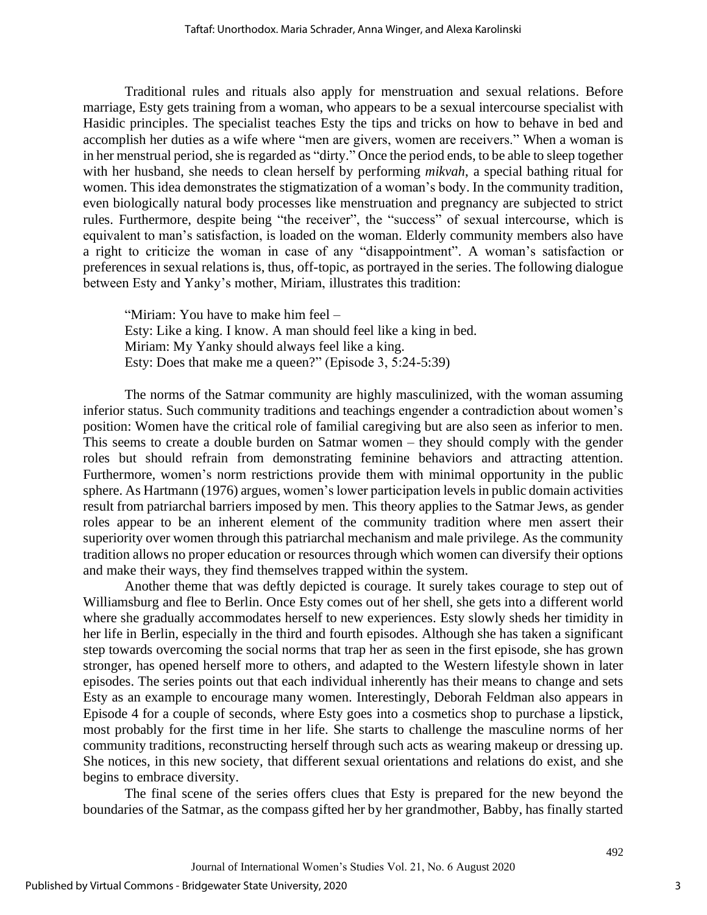Traditional rules and rituals also apply for menstruation and sexual relations. Before marriage, Esty gets training from a woman, who appears to be a sexual intercourse specialist with Hasidic principles. The specialist teaches Esty the tips and tricks on how to behave in bed and accomplish her duties as a wife where "men are givers, women are receivers." When a woman is in her menstrual period, she is regarded as "dirty." Once the period ends, to be able to sleep together with her husband, she needs to clean herself by performing *mikvah*, a special bathing ritual for women. This idea demonstrates the stigmatization of a woman's body. In the community tradition, even biologically natural body processes like menstruation and pregnancy are subjected to strict rules. Furthermore, despite being "the receiver", the "success" of sexual intercourse, which is equivalent to man's satisfaction, is loaded on the woman. Elderly community members also have a right to criticize the woman in case of any "disappointment". A woman's satisfaction or preferences in sexual relations is, thus, off-topic, as portrayed in the series. The following dialogue between Esty and Yanky's mother, Miriam, illustrates this tradition:

> "Miriam: You have to make him feel –
> Esty: Like a king. I know. A man should feel like a king in bed.
> Miriam: My Yanky should always feel like a king.
> Esty: Does that make me a queen?" (Episode 3, 5:24-5:39)

The norms of the Satmar community are highly masculinized, with the woman assuming inferior status. Such community traditions and teachings engender a contradiction about women's position: Women have the critical role of familial caregiving but are also seen as inferior to men. This seems to create a double burden on Satmar women – they should comply with the gender roles but should refrain from demonstrating feminine behaviors and attracting attention. Furthermore, women's norm restrictions provide them with minimal opportunity in the public sphere. As Hartmann (1976) argues, women's lower participation levels in public domain activities result from patriarchal barriers imposed by men. This theory applies to the Satmar Jews, as gender roles appear to be an inherent element of the community tradition where men assert their superiority over women through this patriarchal mechanism and male privilege. As the community tradition allows no proper education or resources through which women can diversify their options and make their ways, they find themselves trapped within the system.

Another theme that was deftly depicted is courage. It surely takes courage to step out of Williamsburg and flee to Berlin. Once Esty comes out of her shell, she gets into a different world where she gradually accommodates herself to new experiences. Esty slowly sheds her timidity in her life in Berlin, especially in the third and fourth episodes. Although she has taken a significant step towards overcoming the social norms that trap her as seen in the first episode, she has grown stronger, has opened herself more to others, and adapted to the Western lifestyle shown in later episodes. The series points out that each individual inherently has their means to change and sets Esty as an example to encourage many women. Interestingly, Deborah Feldman also appears in Episode 4 for a couple of seconds, where Esty goes into a cosmetics shop to purchase a lipstick, most probably for the first time in her life. She starts to challenge the masculine norms of her community traditions, reconstructing herself through such acts as wearing makeup or dressing up. She notices, in this new society, that different sexual orientations and relations do exist, and she begins to embrace diversity.

The final scene of the series offers clues that Esty is prepared for the new beyond the boundaries of the Satmar, as the compass gifted her by her grandmother, Babby, has finally started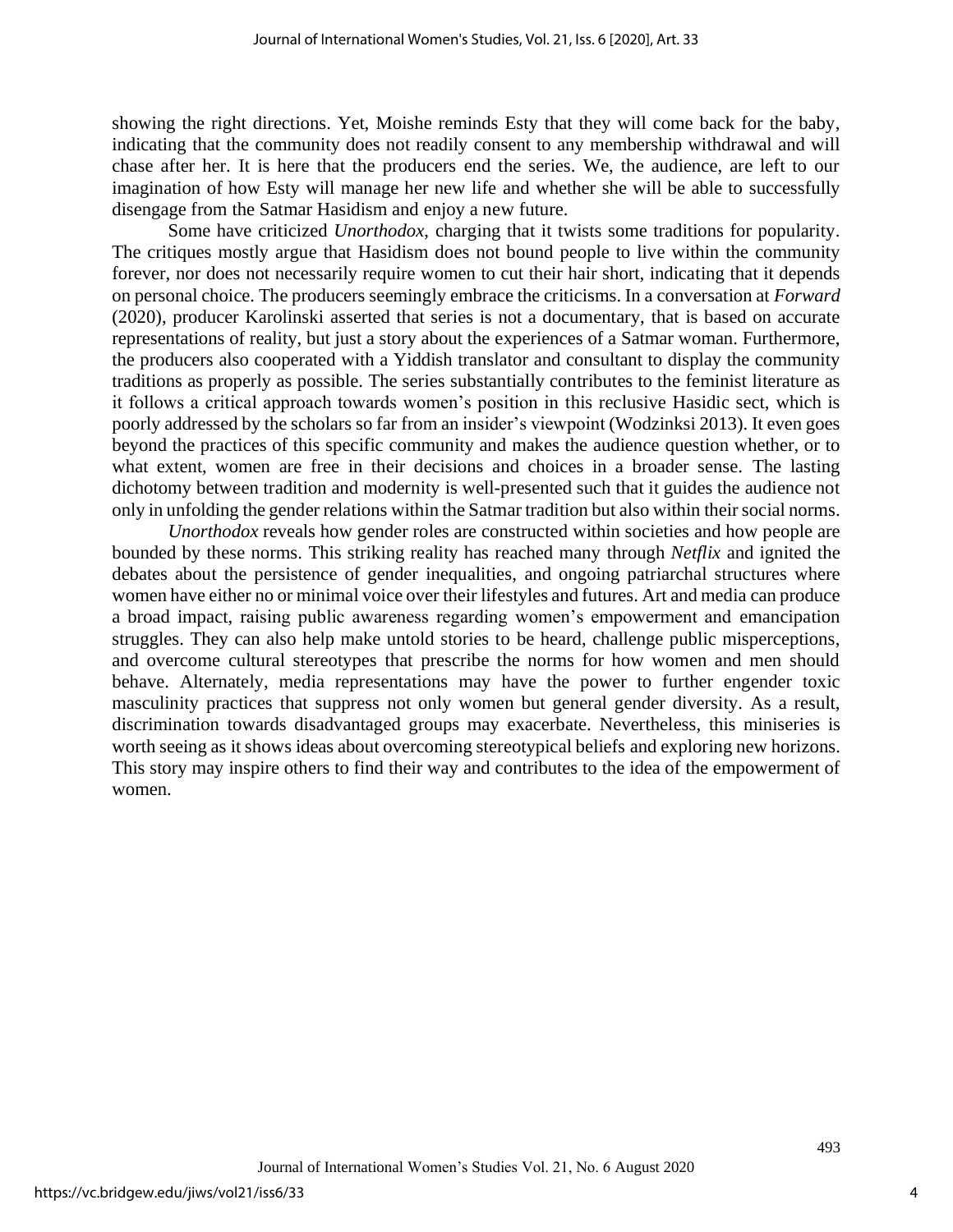showing the right directions. Yet, Moishe reminds Esty that they will come back for the baby, indicating that the community does not readily consent to any membership withdrawal and will chase after her. It is here that the producers end the series. We, the audience, are left to our imagination of how Esty will manage her new life and whether she will be able to successfully disengage from the Satmar Hasidism and enjoy a new future.

Some have criticized *Unorthodox*, charging that it twists some traditions for popularity. The critiques mostly argue that Hasidism does not bound people to live within the community forever, nor does not necessarily require women to cut their hair short, indicating that it depends on personal choice. The producers seemingly embrace the criticisms. In a conversation at *Forward* (2020), producer Karolinski asserted that series is not a documentary, that is based on accurate representations of reality, but just a story about the experiences of a Satmar woman. Furthermore, the producers also cooperated with a Yiddish translator and consultant to display the community traditions as properly as possible. The series substantially contributes to the feminist literature as it follows a critical approach towards women's position in this reclusive Hasidic sect, which is poorly addressed by the scholars so far from an insider's viewpoint (Wodzinksi 2013). It even goes beyond the practices of this specific community and makes the audience question whether, or to what extent, women are free in their decisions and choices in a broader sense. The lasting dichotomy between tradition and modernity is well-presented such that it guides the audience not only in unfolding the gender relations within the Satmar tradition but also within their social norms.

*Unorthodox* reveals how gender roles are constructed within societies and how people are bounded by these norms. This striking reality has reached many through *Netflix* and ignited the debates about the persistence of gender inequalities, and ongoing patriarchal structures where women have either no or minimal voice over their lifestyles and futures. Art and media can produce a broad impact, raising public awareness regarding women's empowerment and emancipation struggles. They can also help make untold stories to be heard, challenge public misperceptions, and overcome cultural stereotypes that prescribe the norms for how women and men should behave. Alternately, media representations may have the power to further engender toxic masculinity practices that suppress not only women but general gender diversity. As a result, discrimination towards disadvantaged groups may exacerbate. Nevertheless, this miniseries is worth seeing as it shows ideas about overcoming stereotypical beliefs and exploring new horizons. This story may inspire others to find their way and contributes to the idea of the empowerment of women.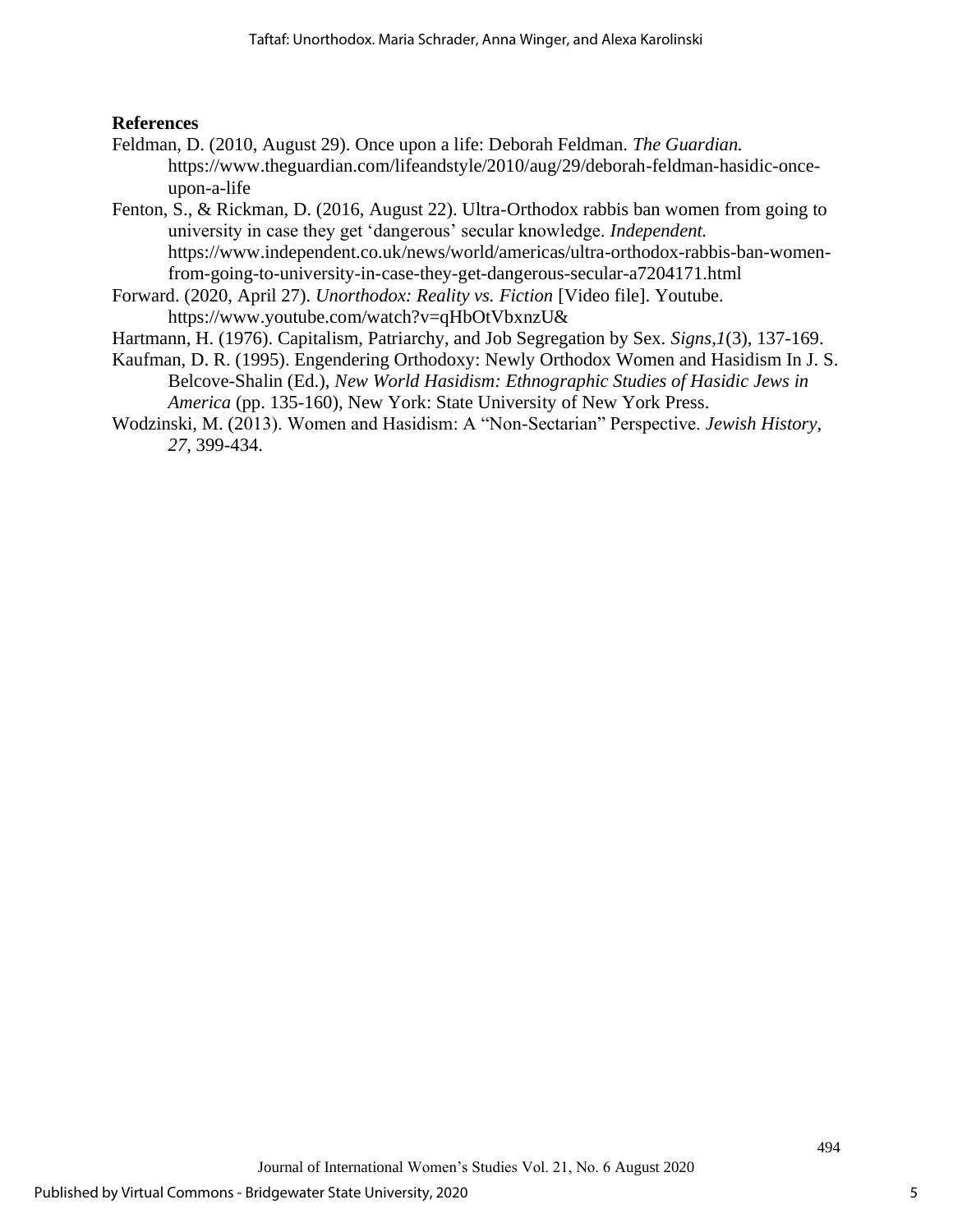## References

Feldman, D. (2010, August 29). Once upon a life: Deborah Feldman. *The Guardian.* https://www.theguardian.com/lifeandstyle/2010/aug/29/deborah-feldman-hasidic-once-upon-a-life

Fenton, S., & Rickman, D. (2016, August 22). Ultra-Orthodox rabbis ban women from going to university in case they get 'dangerous' secular knowledge. *Independent.* https://www.independent.co.uk/news/world/americas/ultra-orthodox-rabbis-ban-women-from-going-to-university-in-case-they-get-dangerous-secular-a7204171.html

Forward. (2020, April 27). *Unorthodox: Reality vs. Fiction* [Video file]. Youtube. https://www.youtube.com/watch?v=qHbOtVbxnzU&

Hartmann, H. (1976). Capitalism, Patriarchy, and Job Segregation by Sex. *Signs,1*(3), 137-169.

Kaufman, D. R. (1995). Engendering Orthodoxy: Newly Orthodox Women and Hasidism In J. S. Belcove-Shalin (Ed.), *New World Hasidism: Ethnographic Studies of Hasidic Jews in America* (pp. 135-160), New York: State University of New York Press.

Wodzinski, M. (2013). Women and Hasidism: A "Non-Sectarian" Perspective. *Jewish History, 27*, 399-434.